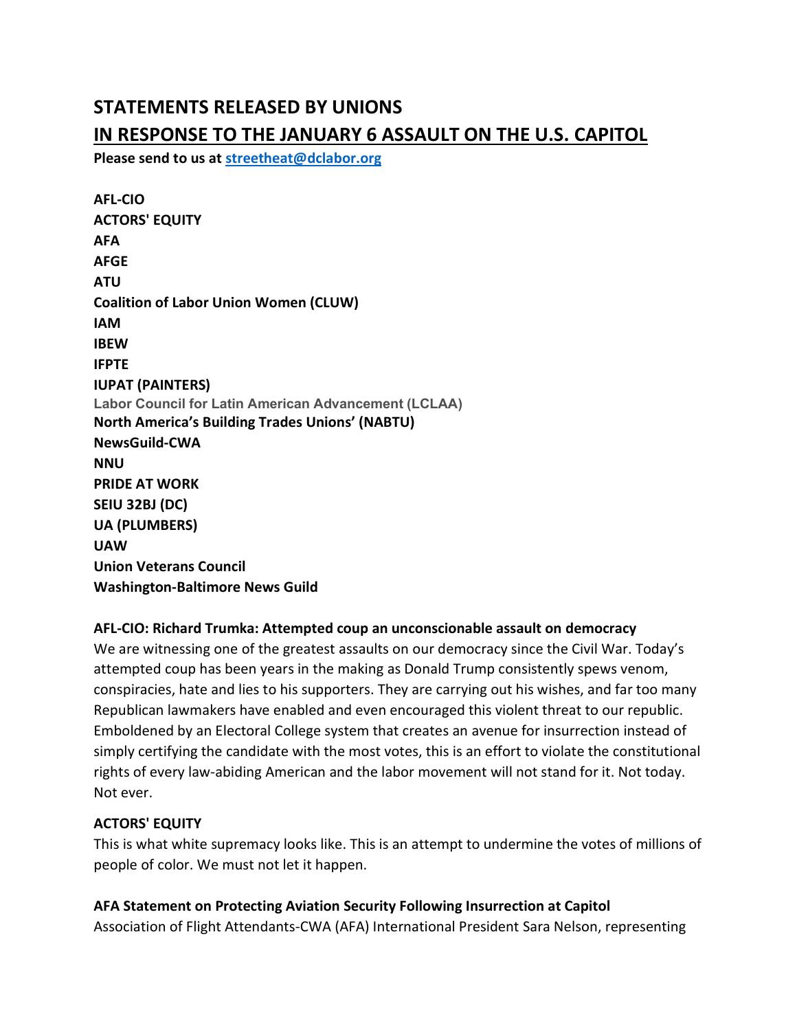# STATEMENTS RELEASED BY UNIONS

# IN RESPONSE TO THE JANUARY 6 ASSAULT ON THE U.S. CAPITOL

**Please send to us at streetheat@dclabor.org**

**AFL-CIO**
**ACTORS' EQUITY**
**AFA**
**AFGE**
**ATU**
**Coalition of Labor Union Women (CLUW)**
**IAM**
**IBEW**
**IFPTE**
**IUPAT (PAINTERS)**
**Labor Council for Latin American Advancement (LCLAA)**
**North America's Building Trades Unions' (NABTU)**
**NewsGuild-CWA**
**NNU**
**PRIDE AT WORK**
**SEIU 32BJ (DC)**
**UA (PLUMBERS)**
**UAW**
**Union Veterans Council**
**Washington-Baltimore News Guild**

**AFL-CIO: Richard Trumka: Attempted coup an unconscionable assault on democracy**

We are witnessing one of the greatest assaults on our democracy since the Civil War. Today's attempted coup has been years in the making as Donald Trump consistently spews venom, conspiracies, hate and lies to his supporters. They are carrying out his wishes, and far too many Republican lawmakers have enabled and even encouraged this violent threat to our republic. Emboldened by an Electoral College system that creates an avenue for insurrection instead of simply certifying the candidate with the most votes, this is an effort to violate the constitutional rights of every law-abiding American and the labor movement will not stand for it. Not today. Not ever.

**ACTORS' EQUITY**

This is what white supremacy looks like. This is an attempt to undermine the votes of millions of people of color. We must not let it happen.

**AFA Statement on Protecting Aviation Security Following Insurrection at Capitol**

Association of Flight Attendants-CWA (AFA) International President Sara Nelson, representing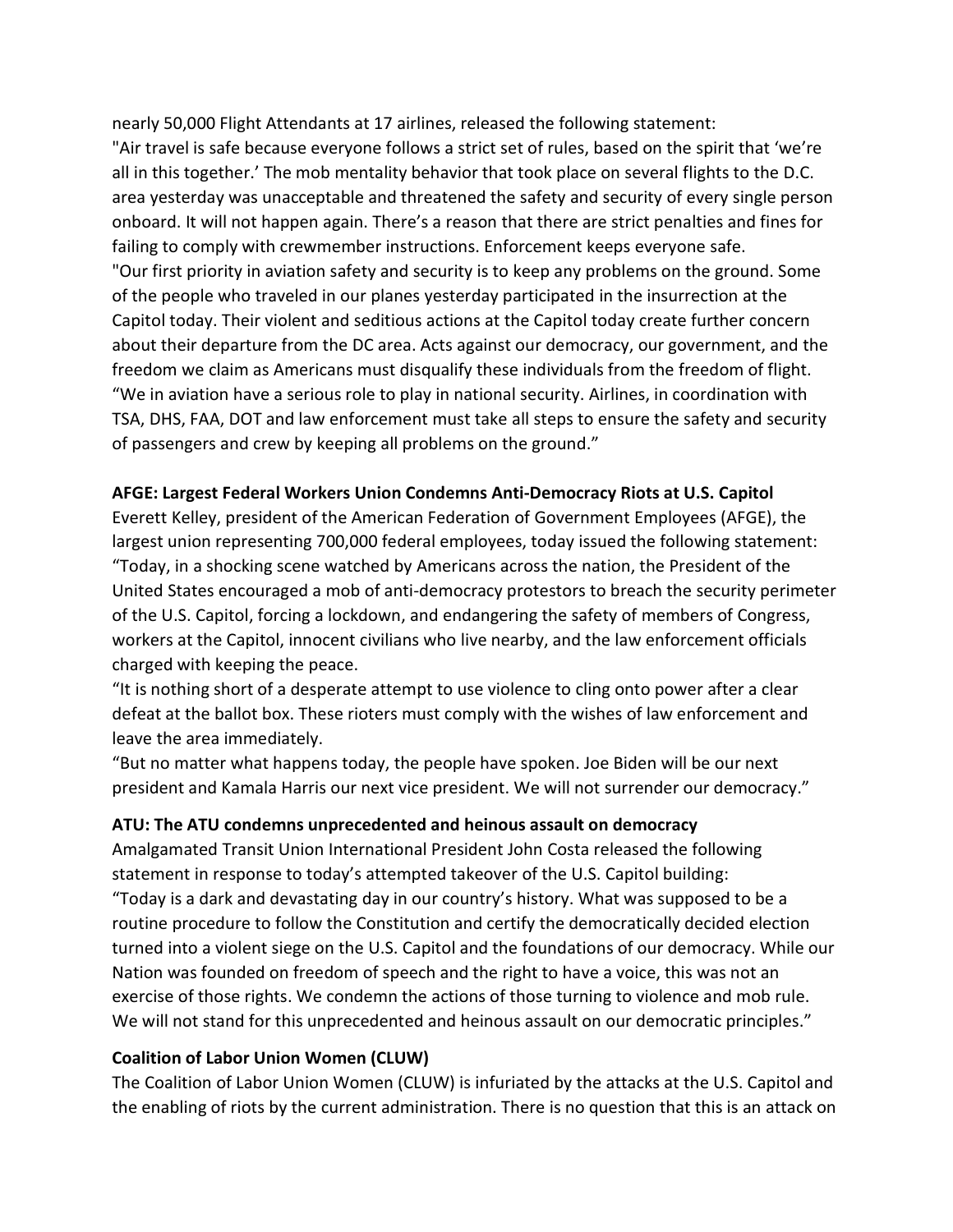nearly 50,000 Flight Attendants at 17 airlines, released the following statement:

"Air travel is safe because everyone follows a strict set of rules, based on the spirit that 'we're all in this together.' The mob mentality behavior that took place on several flights to the D.C. area yesterday was unacceptable and threatened the safety and security of every single person onboard. It will not happen again. There's a reason that there are strict penalties and fines for failing to comply with crewmember instructions. Enforcement keeps everyone safe.

"Our first priority in aviation safety and security is to keep any problems on the ground. Some of the people who traveled in our planes yesterday participated in the insurrection at the Capitol today. Their violent and seditious actions at the Capitol today create further concern about their departure from the DC area. Acts against our democracy, our government, and the freedom we claim as Americans must disqualify these individuals from the freedom of flight.

"We in aviation have a serious role to play in national security. Airlines, in coordination with TSA, DHS, FAA, DOT and law enforcement must take all steps to ensure the safety and security of passengers and crew by keeping all problems on the ground."

**AFGE: Largest Federal Workers Union Condemns Anti-Democracy Riots at U.S. Capitol**

Everett Kelley, president of the American Federation of Government Employees (AFGE), the largest union representing 700,000 federal employees, today issued the following statement:

"Today, in a shocking scene watched by Americans across the nation, the President of the United States encouraged a mob of anti-democracy protestors to breach the security perimeter of the U.S. Capitol, forcing a lockdown, and endangering the safety of members of Congress, workers at the Capitol, innocent civilians who live nearby, and the law enforcement officials charged with keeping the peace.

"It is nothing short of a desperate attempt to use violence to cling onto power after a clear defeat at the ballot box. These rioters must comply with the wishes of law enforcement and leave the area immediately.

"But no matter what happens today, the people have spoken. Joe Biden will be our next president and Kamala Harris our next vice president. We will not surrender our democracy."

**ATU: The ATU condemns unprecedented and heinous assault on democracy**

Amalgamated Transit Union International President John Costa released the following statement in response to today's attempted takeover of the U.S. Capitol building:

"Today is a dark and devastating day in our country's history. What was supposed to be a routine procedure to follow the Constitution and certify the democratically decided election turned into a violent siege on the U.S. Capitol and the foundations of our democracy. While our Nation was founded on freedom of speech and the right to have a voice, this was not an exercise of those rights. We condemn the actions of those turning to violence and mob rule. We will not stand for this unprecedented and heinous assault on our democratic principles."

**Coalition of Labor Union Women (CLUW)**

The Coalition of Labor Union Women (CLUW) is infuriated by the attacks at the U.S. Capitol and the enabling of riots by the current administration. There is no question that this is an attack on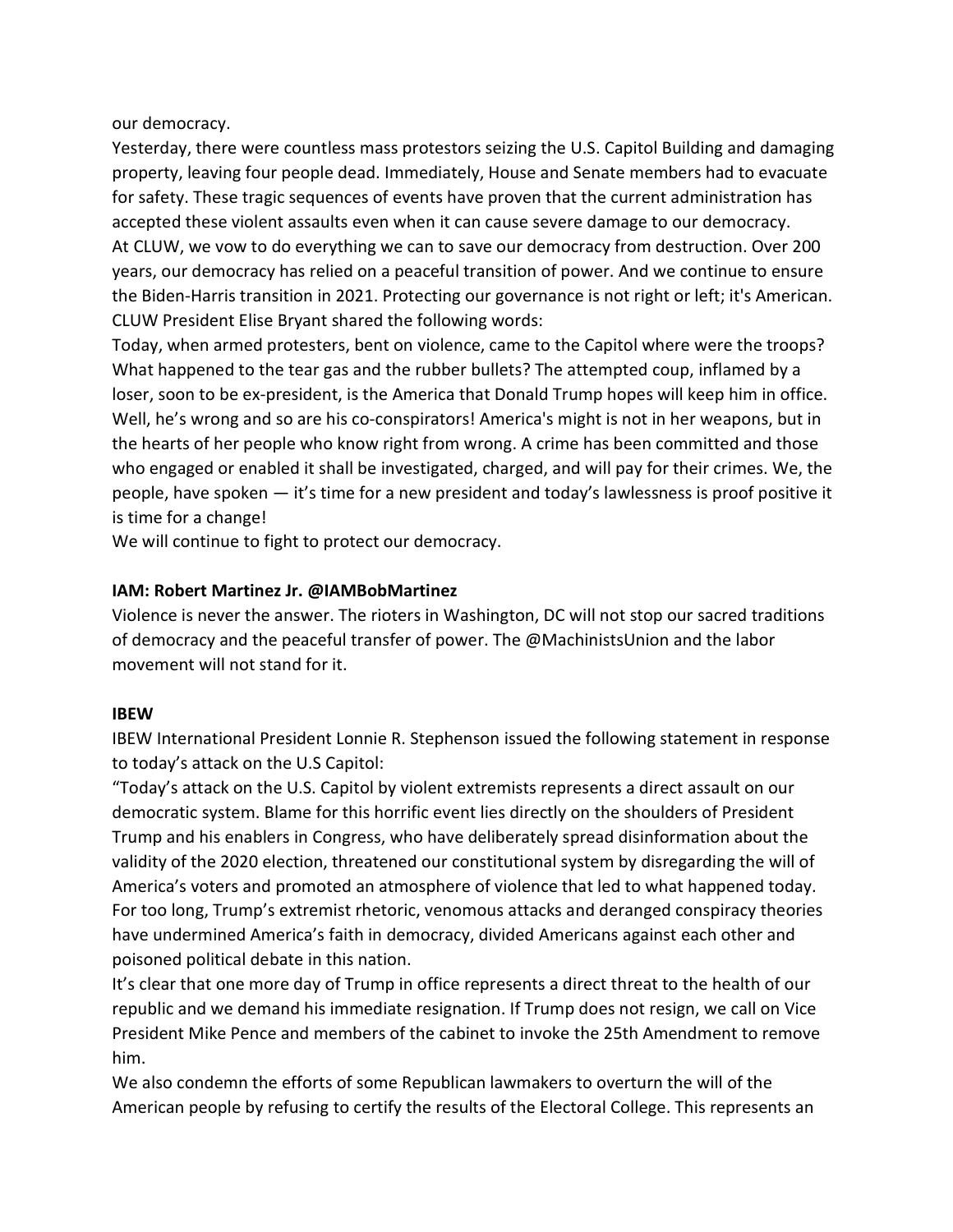our democracy.

Yesterday, there were countless mass protestors seizing the U.S. Capitol Building and damaging property, leaving four people dead. Immediately, House and Senate members had to evacuate for safety. These tragic sequences of events have proven that the current administration has accepted these violent assaults even when it can cause severe damage to our democracy.

At CLUW, we vow to do everything we can to save our democracy from destruction. Over 200 years, our democracy has relied on a peaceful transition of power. And we continue to ensure the Biden-Harris transition in 2021. Protecting our governance is not right or left; it's American.

CLUW President Elise Bryant shared the following words:

Today, when armed protesters, bent on violence, came to the Capitol where were the troops? What happened to the tear gas and the rubber bullets? The attempted coup, inflamed by a loser, soon to be ex-president, is the America that Donald Trump hopes will keep him in office. Well, he's wrong and so are his co-conspirators! America's might is not in her weapons, but in the hearts of her people who know right from wrong. A crime has been committed and those who engaged or enabled it shall be investigated, charged, and will pay for their crimes. We, the people, have spoken — it's time for a new president and today's lawlessness is proof positive it is time for a change!

We will continue to fight to protect our democracy.

**IAM: Robert Martinez Jr. @IAMBobMartinez**

Violence is never the answer. The rioters in Washington, DC will not stop our sacred traditions of democracy and the peaceful transfer of power. The @MachinistsUnion and the labor movement will not stand for it.

**IBEW**

IBEW International President Lonnie R. Stephenson issued the following statement in response to today's attack on the U.S Capitol:

"Today's attack on the U.S. Capitol by violent extremists represents a direct assault on our democratic system. Blame for this horrific event lies directly on the shoulders of President Trump and his enablers in Congress, who have deliberately spread disinformation about the validity of the 2020 election, threatened our constitutional system by disregarding the will of America's voters and promoted an atmosphere of violence that led to what happened today. For too long, Trump's extremist rhetoric, venomous attacks and deranged conspiracy theories have undermined America's faith in democracy, divided Americans against each other and poisoned political debate in this nation.

It's clear that one more day of Trump in office represents a direct threat to the health of our republic and we demand his immediate resignation. If Trump does not resign, we call on Vice President Mike Pence and members of the cabinet to invoke the 25th Amendment to remove him.

We also condemn the efforts of some Republican lawmakers to overturn the will of the American people by refusing to certify the results of the Electoral College. This represents an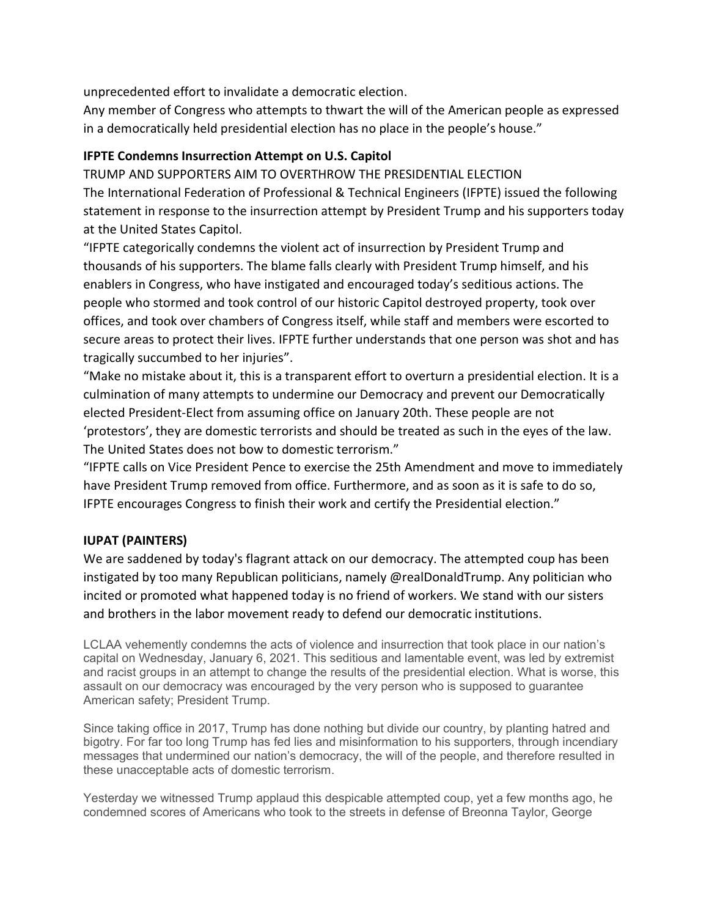unprecedented effort to invalidate a democratic election.

Any member of Congress who attempts to thwart the will of the American people as expressed in a democratically held presidential election has no place in the people's house."

**IFPTE Condemns Insurrection Attempt on U.S. Capitol**

TRUMP AND SUPPORTERS AIM TO OVERTHROW THE PRESIDENTIAL ELECTION

The International Federation of Professional & Technical Engineers (IFPTE) issued the following statement in response to the insurrection attempt by President Trump and his supporters today at the United States Capitol.

"IFPTE categorically condemns the violent act of insurrection by President Trump and thousands of his supporters. The blame falls clearly with President Trump himself, and his enablers in Congress, who have instigated and encouraged today's seditious actions. The people who stormed and took control of our historic Capitol destroyed property, took over offices, and took over chambers of Congress itself, while staff and members were escorted to secure areas to protect their lives. IFPTE further understands that one person was shot and has tragically succumbed to her injuries".

"Make no mistake about it, this is a transparent effort to overturn a presidential election. It is a culmination of many attempts to undermine our Democracy and prevent our Democratically elected President-Elect from assuming office on January 20th. These people are not 'protestors', they are domestic terrorists and should be treated as such in the eyes of the law. The United States does not bow to domestic terrorism."

"IFPTE calls on Vice President Pence to exercise the 25th Amendment and move to immediately have President Trump removed from office. Furthermore, and as soon as it is safe to do so, IFPTE encourages Congress to finish their work and certify the Presidential election."

**IUPAT (PAINTERS)**

We are saddened by today's flagrant attack on our democracy. The attempted coup has been instigated by too many Republican politicians, namely @realDonaldTrump. Any politician who incited or promoted what happened today is no friend of workers. We stand with our sisters and brothers in the labor movement ready to defend our democratic institutions.

LCLAA vehemently condemns the acts of violence and insurrection that took place in our nation's capital on Wednesday, January 6, 2021. This seditious and lamentable event, was led by extremist and racist groups in an attempt to change the results of the presidential election. What is worse, this assault on our democracy was encouraged by the very person who is supposed to guarantee American safety; President Trump.

Since taking office in 2017, Trump has done nothing but divide our country, by planting hatred and bigotry. For far too long Trump has fed lies and misinformation to his supporters, through incendiary messages that undermined our nation's democracy, the will of the people, and therefore resulted in these unacceptable acts of domestic terrorism.

Yesterday we witnessed Trump applaud this despicable attempted coup, yet a few months ago, he condemned scores of Americans who took to the streets in defense of Breonna Taylor, George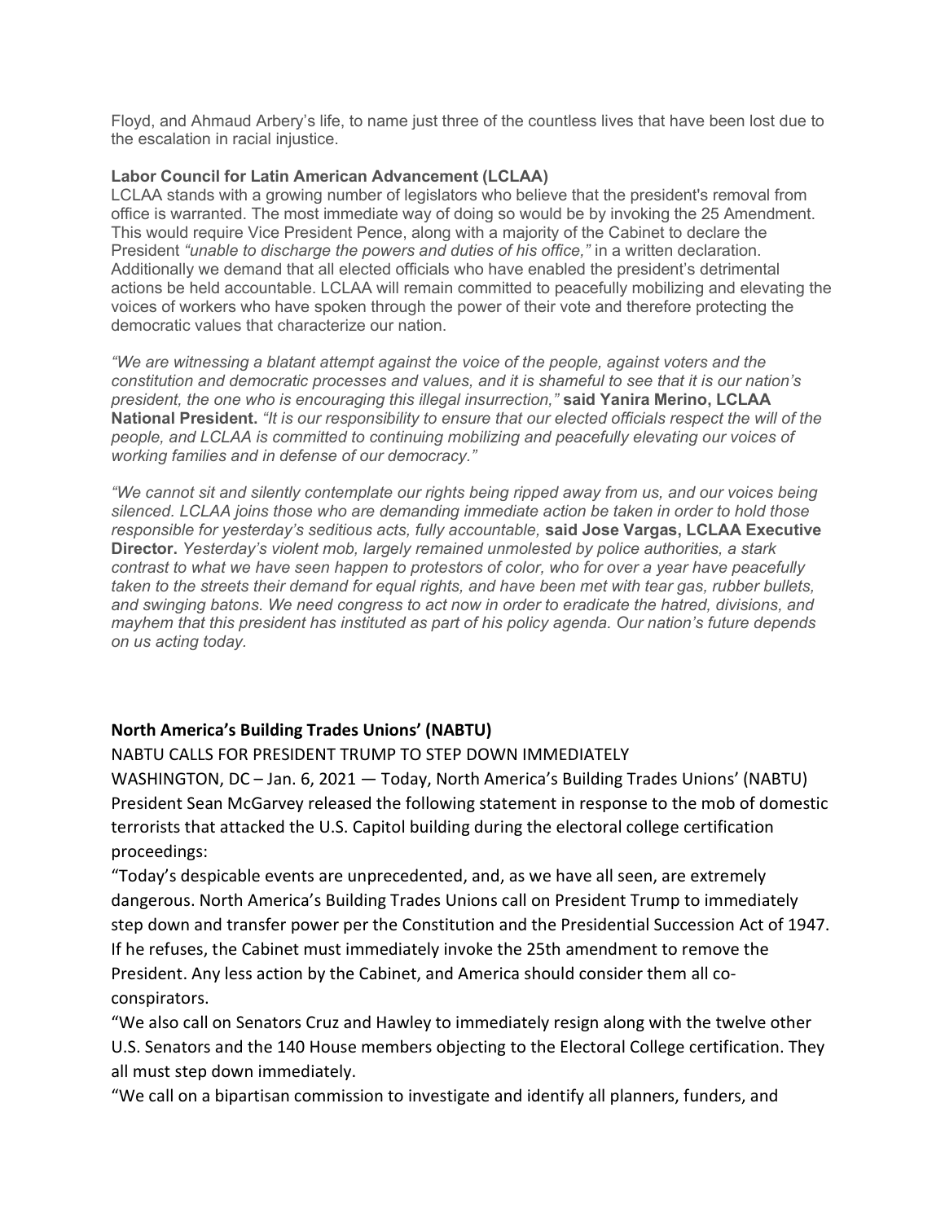Floyd, and Ahmaud Arbery's life, to name just three of the countless lives that have been lost due to the escalation in racial injustice.

**Labor Council for Latin American Advancement (LCLAA)**
LCLAA stands with a growing number of legislators who believe that the president's removal from office is warranted. The most immediate way of doing so would be by invoking the 25 Amendment. This would require Vice President Pence, along with a majority of the Cabinet to declare the President *"unable to discharge the powers and duties of his office,"* in a written declaration. Additionally we demand that all elected officials who have enabled the president's detrimental actions be held accountable. LCLAA will remain committed to peacefully mobilizing and elevating the voices of workers who have spoken through the power of their vote and therefore protecting the democratic values that characterize our nation.

*"We are witnessing a blatant attempt against the voice of the people, against voters and the constitution and democratic processes and values, and it is shameful to see that it is our nation's president, the one who is encouraging this illegal insurrection,"* **said Yanira Merino, LCLAA National President.** *"It is our responsibility to ensure that our elected officials respect the will of the people, and LCLAA is committed to continuing mobilizing and peacefully elevating our voices of working families and in defense of our democracy."*

*"We cannot sit and silently contemplate our rights being ripped away from us, and our voices being silenced. LCLAA joins those who are demanding immediate action be taken in order to hold those responsible for yesterday's seditious acts, fully accountable,* **said Jose Vargas, LCLAA Executive Director.** *Yesterday's violent mob, largely remained unmolested by police authorities, a stark contrast to what we have seen happen to protestors of color, who for over a year have peacefully taken to the streets their demand for equal rights, and have been met with tear gas, rubber bullets, and swinging batons. We need congress to act now in order to eradicate the hatred, divisions, and mayhem that this president has instituted as part of his policy agenda. Our nation's future depends on us acting today.*

**North America's Building Trades Unions' (NABTU)**

NABTU CALLS FOR PRESIDENT TRUMP TO STEP DOWN IMMEDIATELY

WASHINGTON, DC – Jan. 6, 2021 — Today, North America's Building Trades Unions' (NABTU) President Sean McGarvey released the following statement in response to the mob of domestic terrorists that attacked the U.S. Capitol building during the electoral college certification proceedings:

"Today's despicable events are unprecedented, and, as we have all seen, are extremely dangerous. North America's Building Trades Unions call on President Trump to immediately step down and transfer power per the Constitution and the Presidential Succession Act of 1947. If he refuses, the Cabinet must immediately invoke the 25th amendment to remove the President. Any less action by the Cabinet, and America should consider them all co-conspirators.

"We also call on Senators Cruz and Hawley to immediately resign along with the twelve other U.S. Senators and the 140 House members objecting to the Electoral College certification. They all must step down immediately.

"We call on a bipartisan commission to investigate and identify all planners, funders, and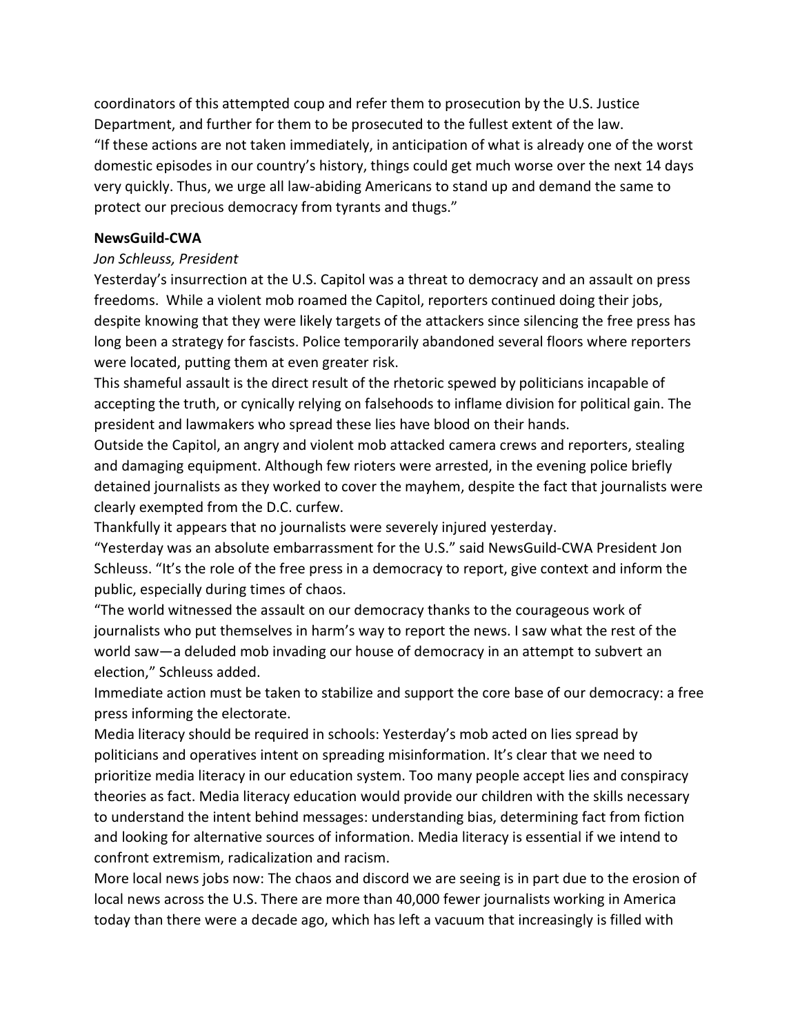coordinators of this attempted coup and refer them to prosecution by the U.S. Justice Department, and further for them to be prosecuted to the fullest extent of the law.

"If these actions are not taken immediately, in anticipation of what is already one of the worst domestic episodes in our country's history, things could get much worse over the next 14 days very quickly. Thus, we urge all law-abiding Americans to stand up and demand the same to protect our precious democracy from tyrants and thugs."

**NewsGuild-CWA**

*Jon Schleuss, President*

Yesterday's insurrection at the U.S. Capitol was a threat to democracy and an assault on press freedoms. While a violent mob roamed the Capitol, reporters continued doing their jobs, despite knowing that they were likely targets of the attackers since silencing the free press has long been a strategy for fascists. Police temporarily abandoned several floors where reporters were located, putting them at even greater risk.

This shameful assault is the direct result of the rhetoric spewed by politicians incapable of accepting the truth, or cynically relying on falsehoods to inflame division for political gain. The president and lawmakers who spread these lies have blood on their hands.

Outside the Capitol, an angry and violent mob attacked camera crews and reporters, stealing and damaging equipment. Although few rioters were arrested, in the evening police briefly detained journalists as they worked to cover the mayhem, despite the fact that journalists were clearly exempted from the D.C. curfew.

Thankfully it appears that no journalists were severely injured yesterday.

"Yesterday was an absolute embarrassment for the U.S." said NewsGuild-CWA President Jon Schleuss. "It's the role of the free press in a democracy to report, give context and inform the public, especially during times of chaos.

"The world witnessed the assault on our democracy thanks to the courageous work of journalists who put themselves in harm's way to report the news. I saw what the rest of the world saw—a deluded mob invading our house of democracy in an attempt to subvert an election," Schleuss added.

Immediate action must be taken to stabilize and support the core base of our democracy: a free press informing the electorate.

Media literacy should be required in schools: Yesterday's mob acted on lies spread by politicians and operatives intent on spreading misinformation. It's clear that we need to prioritize media literacy in our education system. Too many people accept lies and conspiracy theories as fact. Media literacy education would provide our children with the skills necessary to understand the intent behind messages: understanding bias, determining fact from fiction and looking for alternative sources of information. Media literacy is essential if we intend to confront extremism, radicalization and racism.

More local news jobs now: The chaos and discord we are seeing is in part due to the erosion of local news across the U.S. There are more than 40,000 fewer journalists working in America today than there were a decade ago, which has left a vacuum that increasingly is filled with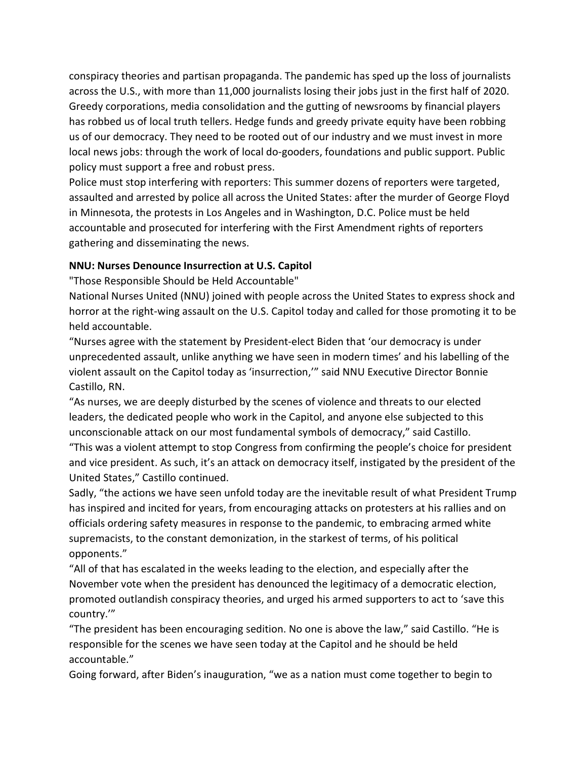conspiracy theories and partisan propaganda. The pandemic has sped up the loss of journalists across the U.S., with more than 11,000 journalists losing their jobs just in the first half of 2020. Greedy corporations, media consolidation and the gutting of newsrooms by financial players has robbed us of local truth tellers. Hedge funds and greedy private equity have been robbing us of our democracy. They need to be rooted out of our industry and we must invest in more local news jobs: through the work of local do-gooders, foundations and public support. Public policy must support a free and robust press.

Police must stop interfering with reporters: This summer dozens of reporters were targeted, assaulted and arrested by police all across the United States: after the murder of George Floyd in Minnesota, the protests in Los Angeles and in Washington, D.C. Police must be held accountable and prosecuted for interfering with the First Amendment rights of reporters gathering and disseminating the news.

**NNU: Nurses Denounce Insurrection at U.S. Capitol**

"Those Responsible Should be Held Accountable"

National Nurses United (NNU) joined with people across the United States to express shock and horror at the right-wing assault on the U.S. Capitol today and called for those promoting it to be held accountable.

"Nurses agree with the statement by President-elect Biden that 'our democracy is under unprecedented assault, unlike anything we have seen in modern times' and his labelling of the violent assault on the Capitol today as 'insurrection,'" said NNU Executive Director Bonnie Castillo, RN.

"As nurses, we are deeply disturbed by the scenes of violence and threats to our elected leaders, the dedicated people who work in the Capitol, and anyone else subjected to this unconscionable attack on our most fundamental symbols of democracy," said Castillo.

"This was a violent attempt to stop Congress from confirming the people's choice for president and vice president. As such, it's an attack on democracy itself, instigated by the president of the United States," Castillo continued.

Sadly, "the actions we have seen unfold today are the inevitable result of what President Trump has inspired and incited for years, from encouraging attacks on protesters at his rallies and on officials ordering safety measures in response to the pandemic, to embracing armed white supremacists, to the constant demonization, in the starkest of terms, of his political opponents."

"All of that has escalated in the weeks leading to the election, and especially after the November vote when the president has denounced the legitimacy of a democratic election, promoted outlandish conspiracy theories, and urged his armed supporters to act to 'save this country.'"

"The president has been encouraging sedition. No one is above the law," said Castillo. "He is responsible for the scenes we have seen today at the Capitol and he should be held accountable."

Going forward, after Biden's inauguration, "we as a nation must come together to begin to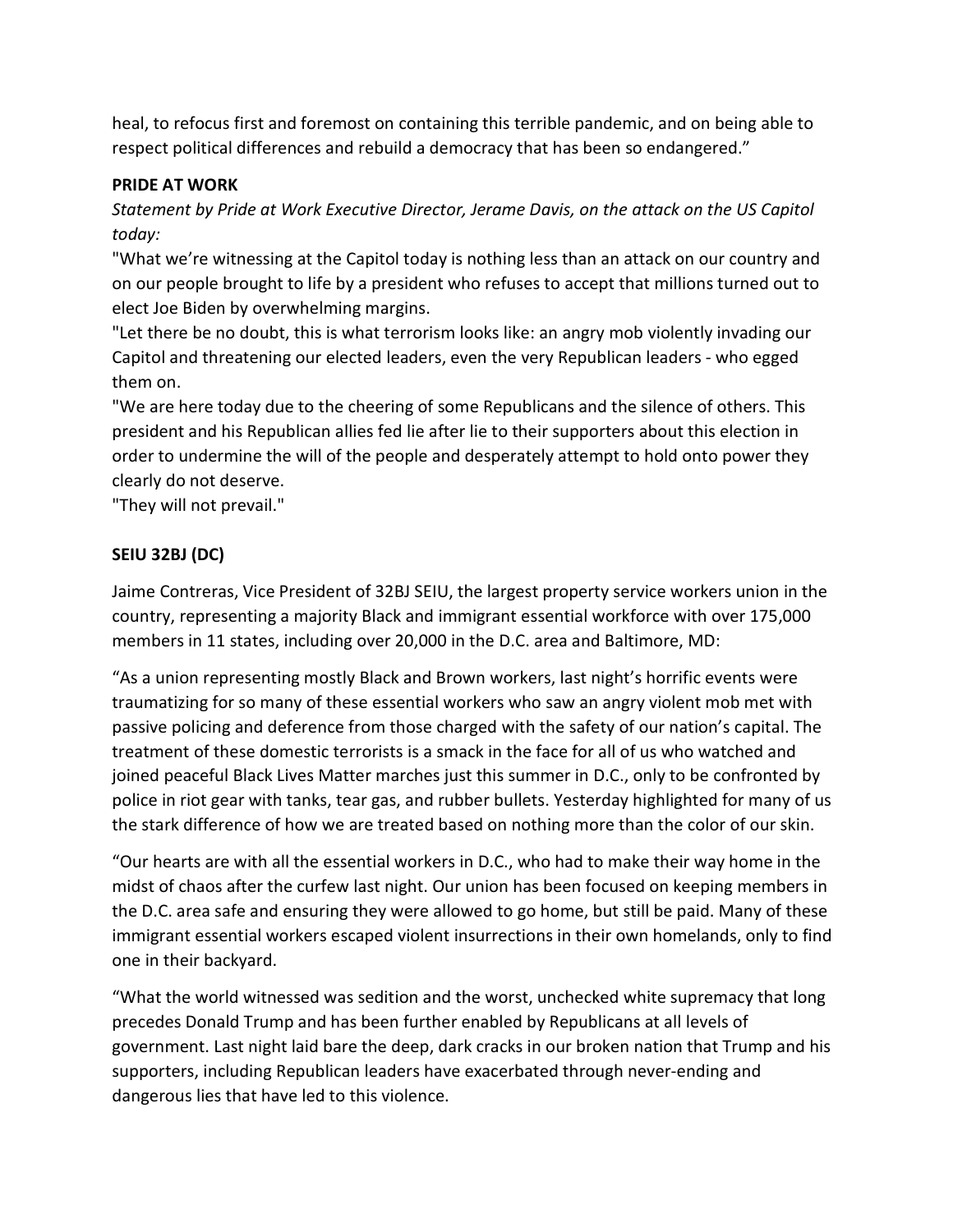heal, to refocus first and foremost on containing this terrible pandemic, and on being able to respect political differences and rebuild a democracy that has been so endangered."

**PRIDE AT WORK**

*Statement by Pride at Work Executive Director, Jerame Davis, on the attack on the US Capitol today:*

"What we're witnessing at the Capitol today is nothing less than an attack on our country and on our people brought to life by a president who refuses to accept that millions turned out to elect Joe Biden by overwhelming margins.

"Let there be no doubt, this is what terrorism looks like: an angry mob violently invading our Capitol and threatening our elected leaders, even the very Republican leaders - who egged them on.

"We are here today due to the cheering of some Republicans and the silence of others. This president and his Republican allies fed lie after lie to their supporters about this election in order to undermine the will of the people and desperately attempt to hold onto power they clearly do not deserve.

"They will not prevail."

**SEIU 32BJ (DC)**

Jaime Contreras, Vice President of 32BJ SEIU, the largest property service workers union in the country, representing a majority Black and immigrant essential workforce with over 175,000 members in 11 states, including over 20,000 in the D.C. area and Baltimore, MD:

"As a union representing mostly Black and Brown workers, last night's horrific events were traumatizing for so many of these essential workers who saw an angry violent mob met with passive policing and deference from those charged with the safety of our nation's capital. The treatment of these domestic terrorists is a smack in the face for all of us who watched and joined peaceful Black Lives Matter marches just this summer in D.C., only to be confronted by police in riot gear with tanks, tear gas, and rubber bullets. Yesterday highlighted for many of us the stark difference of how we are treated based on nothing more than the color of our skin.

"Our hearts are with all the essential workers in D.C., who had to make their way home in the midst of chaos after the curfew last night. Our union has been focused on keeping members in the D.C. area safe and ensuring they were allowed to go home, but still be paid. Many of these immigrant essential workers escaped violent insurrections in their own homelands, only to find one in their backyard.

"What the world witnessed was sedition and the worst, unchecked white supremacy that long precedes Donald Trump and has been further enabled by Republicans at all levels of government. Last night laid bare the deep, dark cracks in our broken nation that Trump and his supporters, including Republican leaders have exacerbated through never-ending and dangerous lies that have led to this violence.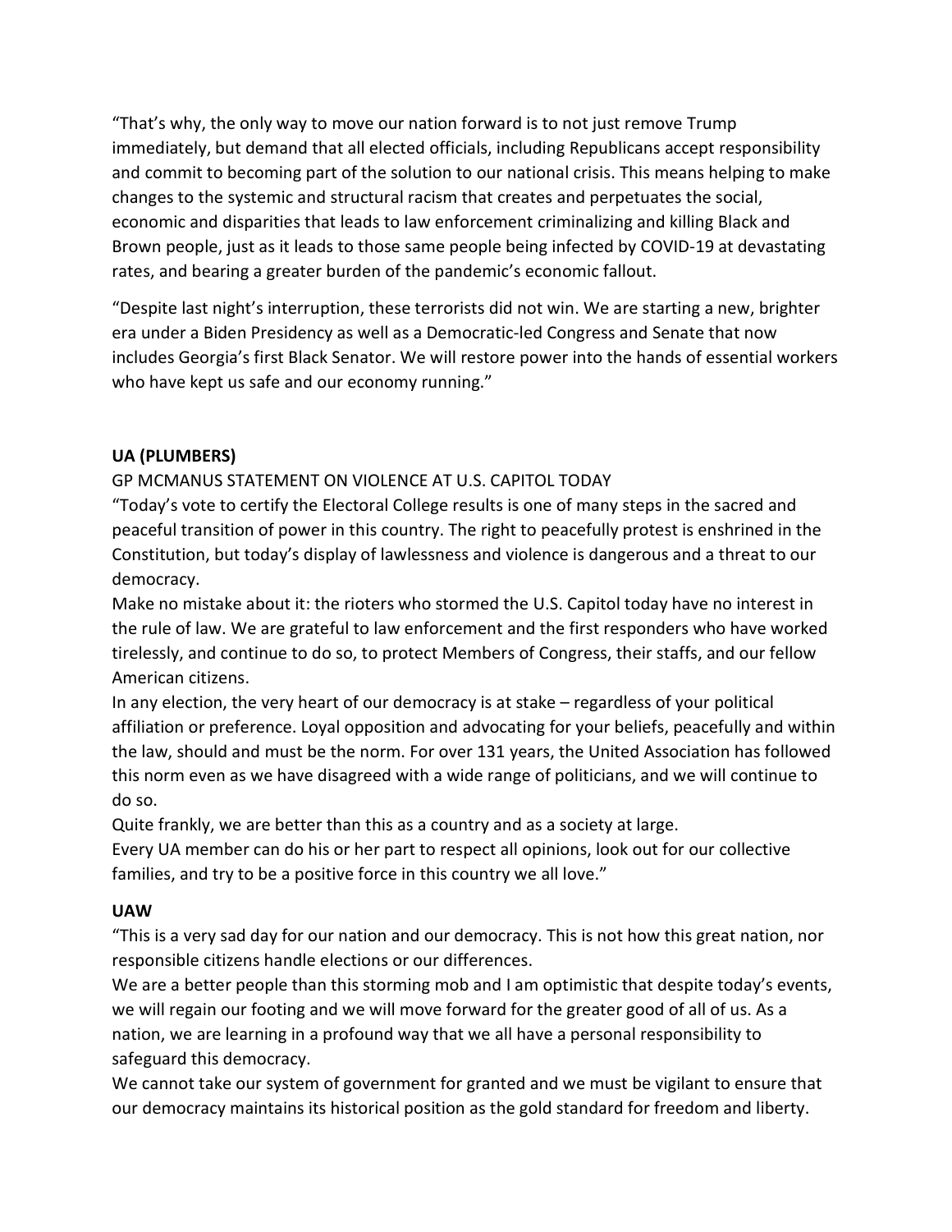"That's why, the only way to move our nation forward is to not just remove Trump immediately, but demand that all elected officials, including Republicans accept responsibility and commit to becoming part of the solution to our national crisis. This means helping to make changes to the systemic and structural racism that creates and perpetuates the social, economic and disparities that leads to law enforcement criminalizing and killing Black and Brown people, just as it leads to those same people being infected by COVID-19 at devastating rates, and bearing a greater burden of the pandemic's economic fallout.

"Despite last night's interruption, these terrorists did not win. We are starting a new, brighter era under a Biden Presidency as well as a Democratic-led Congress and Senate that now includes Georgia's first Black Senator. We will restore power into the hands of essential workers who have kept us safe and our economy running."

**UA (PLUMBERS)**

GP MCMANUS STATEMENT ON VIOLENCE AT U.S. CAPITOL TODAY

"Today's vote to certify the Electoral College results is one of many steps in the sacred and peaceful transition of power in this country. The right to peacefully protest is enshrined in the Constitution, but today's display of lawlessness and violence is dangerous and a threat to our democracy.

Make no mistake about it: the rioters who stormed the U.S. Capitol today have no interest in the rule of law. We are grateful to law enforcement and the first responders who have worked tirelessly, and continue to do so, to protect Members of Congress, their staffs, and our fellow American citizens.

In any election, the very heart of our democracy is at stake – regardless of your political affiliation or preference. Loyal opposition and advocating for your beliefs, peacefully and within the law, should and must be the norm. For over 131 years, the United Association has followed this norm even as we have disagreed with a wide range of politicians, and we will continue to do so.

Quite frankly, we are better than this as a country and as a society at large.

Every UA member can do his or her part to respect all opinions, look out for our collective families, and try to be a positive force in this country we all love."

**UAW**

"This is a very sad day for our nation and our democracy. This is not how this great nation, nor responsible citizens handle elections or our differences.

We are a better people than this storming mob and I am optimistic that despite today's events, we will regain our footing and we will move forward for the greater good of all of us. As a nation, we are learning in a profound way that we all have a personal responsibility to safeguard this democracy.

We cannot take our system of government for granted and we must be vigilant to ensure that our democracy maintains its historical position as the gold standard for freedom and liberty.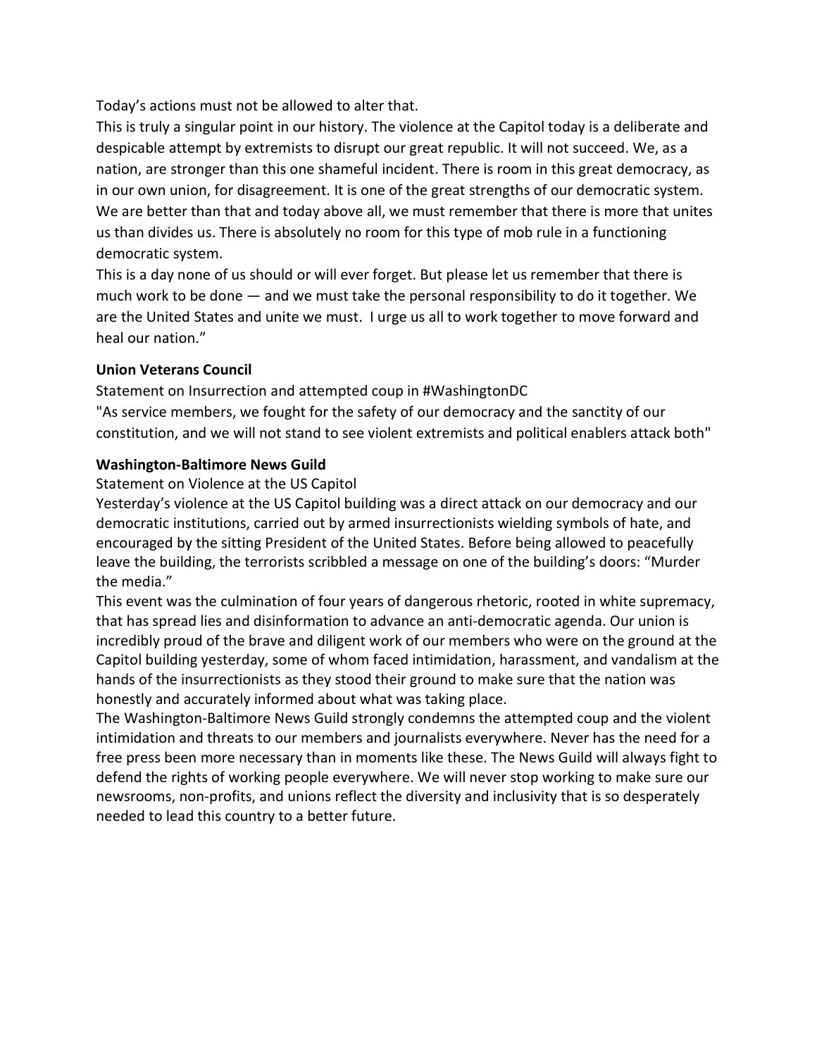Today's actions must not be allowed to alter that.

This is truly a singular point in our history. The violence at the Capitol today is a deliberate and despicable attempt by extremists to disrupt our great republic. It will not succeed. We, as a nation, are stronger than this one shameful incident. There is room in this great democracy, as in our own union, for disagreement. It is one of the great strengths of our democratic system. We are better than that and today above all, we must remember that there is more that unites us than divides us. There is absolutely no room for this type of mob rule in a functioning democratic system.

This is a day none of us should or will ever forget. But please let us remember that there is much work to be done — and we must take the personal responsibility to do it together. We are the United States and unite we must. I urge us all to work together to move forward and heal our nation."

**Union Veterans Council**

Statement on Insurrection and attempted coup in #WashingtonDC

"As service members, we fought for the safety of our democracy and the sanctity of our constitution, and we will not stand to see violent extremists and political enablers attack both"

**Washington-Baltimore News Guild**

Statement on Violence at the US Capitol

Yesterday's violence at the US Capitol building was a direct attack on our democracy and our democratic institutions, carried out by armed insurrectionists wielding symbols of hate, and encouraged by the sitting President of the United States. Before being allowed to peacefully leave the building, the terrorists scribbled a message on one of the building's doors: "Murder the media."

This event was the culmination of four years of dangerous rhetoric, rooted in white supremacy, that has spread lies and disinformation to advance an anti-democratic agenda. Our union is incredibly proud of the brave and diligent work of our members who were on the ground at the Capitol building yesterday, some of whom faced intimidation, harassment, and vandalism at the hands of the insurrectionists as they stood their ground to make sure that the nation was honestly and accurately informed about what was taking place.

The Washington-Baltimore News Guild strongly condemns the attempted coup and the violent intimidation and threats to our members and journalists everywhere. Never has the need for a free press been more necessary than in moments like these. The News Guild will always fight to defend the rights of working people everywhere. We will never stop working to make sure our newsrooms, non-profits, and unions reflect the diversity and inclusivity that is so desperately needed to lead this country to a better future.